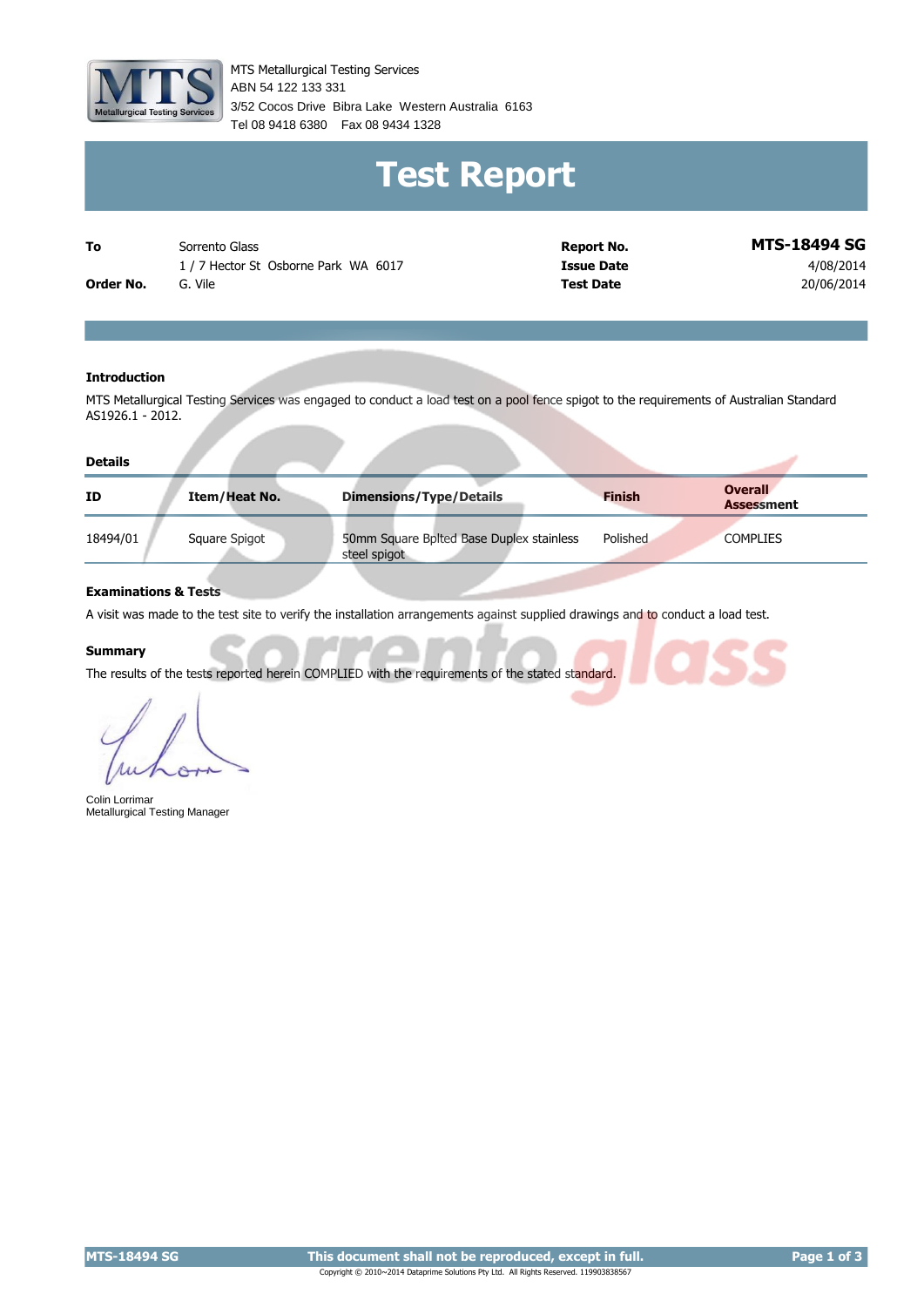MTS Metallurgical Testing Services
ABN 54 122 133 331
3/52 Cocos Drive Bibra Lake Western Australia 6163
Tel 08 9418 6380 Fax 08 9434 1328

# Test Report

| | | | |
|---|---|---|---|
| **To** | Sorrento Glass<br>1 / 7 Hector St Osborne Park WA 6017 | **Report No.** | **MTS-18494 SG** |
| | | **Issue Date** | 4/08/2014 |
| **Order No.** | G. Vile | **Test Date** | 20/06/2014 |

### Introduction

MTS Metallurgical Testing Services was engaged to conduct a load test on a pool fence spigot to the requirements of Australian Standard AS1926.1 - 2012.

### Details

| ID | Item/Heat No. | Dimensions/Type/Details | Finish | Overall Assessment |
|---|---|---|---|---|
| 18494/01 | Square Spigot | 50mm Square Bplted Base Duplex stainless steel spigot | Polished | COMPLIES |

### Examinations & Tests

A visit was made to the test site to verify the installation arrangements against supplied drawings and to conduct a load test.

### Summary

The results of the tests reported herein COMPLIED with the requirements of the stated standard.

Colin Lorrimar
Metallurgical Testing Manager

This document shall not be reproduced, except in full.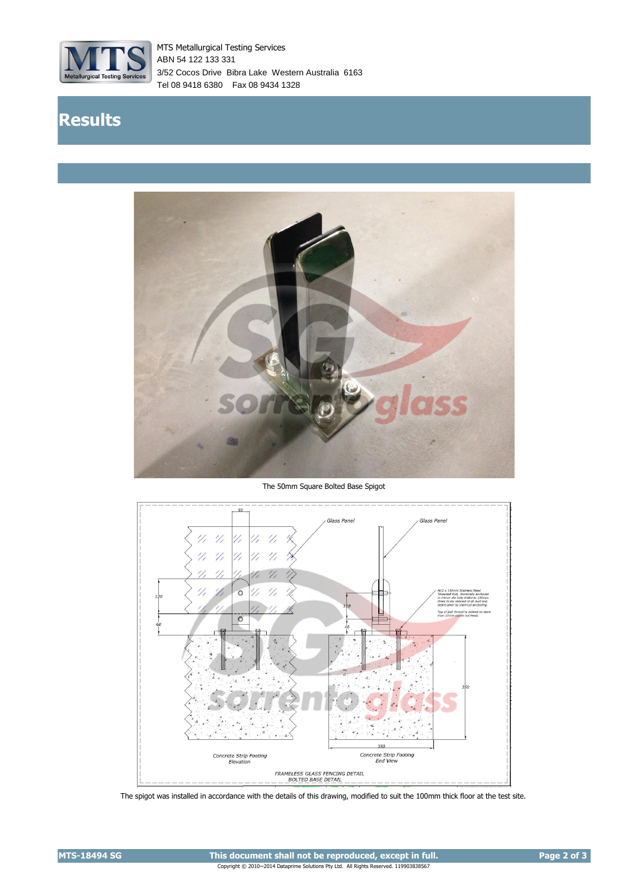# Results

The 50mm Square Bolted Base Spigot

The spigot was installed in accordance with the details of this drawing, modified to suit the 100mm thick floor at the test site.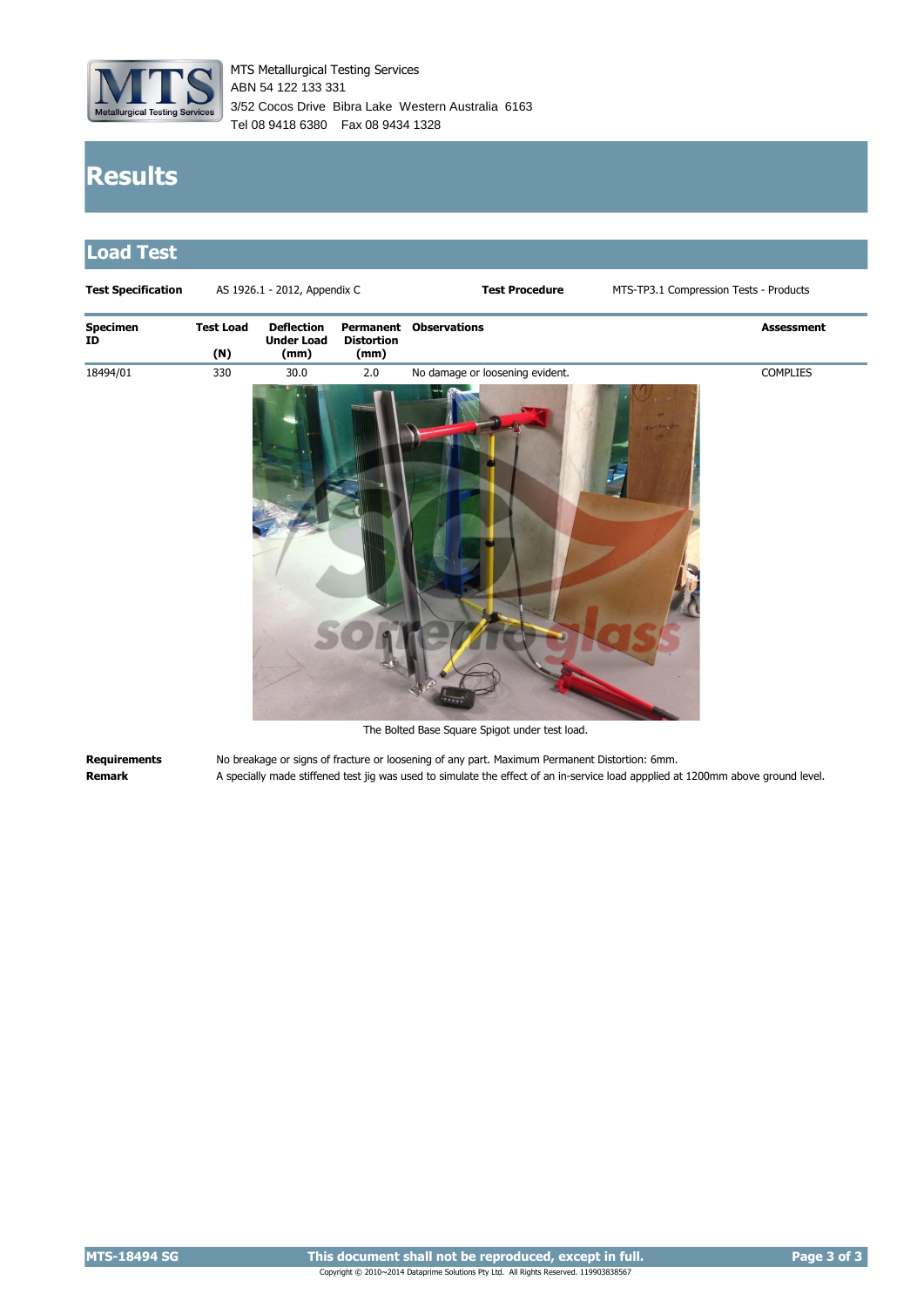MTS Metallurgical Testing Services
ABN 54 122 133 331
3/52 Cocos Drive Bibra Lake Western Australia 6163
Tel 08 9418 6380 Fax 08 9434 1328

# Results

## Load Test

**Test Specification** AS 1926.1 - 2012, Appendix C **Test Procedure** MTS-TP3.1 Compression Tests - Products

| Specimen ID | Test Load (N) | Deflection Under Load (mm) | Permanent Distortion (mm) | Observations | Assessment |
|---|---|---|---|---|---|
| 18494/01 | 330 | 30.0 | 2.0 | No damage or loosening evident. | COMPLIES |

The Bolted Base Square Spigot under test load.

**Requirements** No breakage or signs of fracture or loosening of any part. Maximum Permanent Distortion: 6mm.

**Remark** A specially made stiffened test jig was used to simulate the effect of an in-service load appplied at 1200mm above ground level.

MTS-18494 SG This document shall not be reproduced, except in full.

Copyright © 2010~2014 Dataprime Solutions Pty Ltd. All Rights Reserved. 119903838567